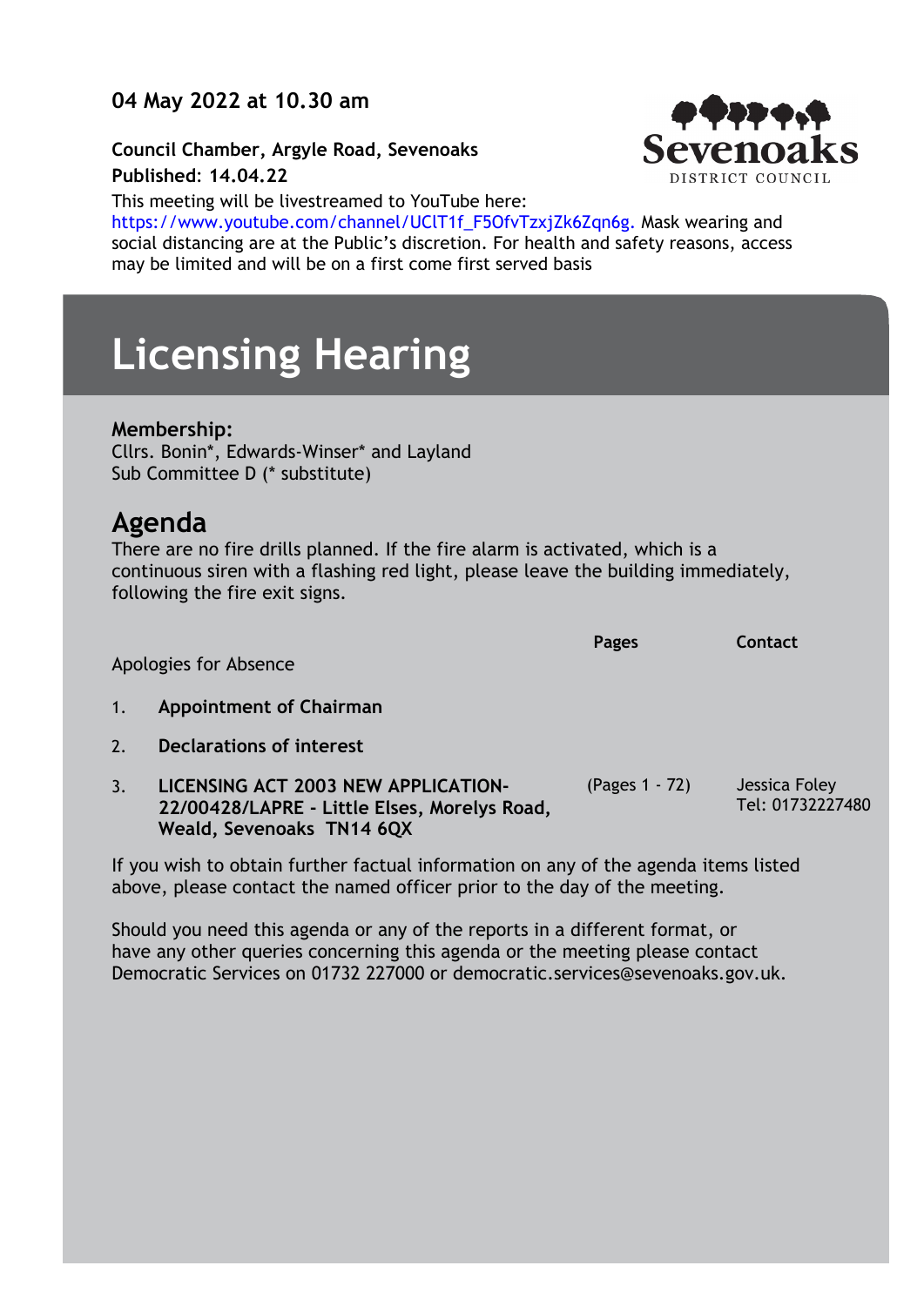**04 May 2022 at 10.30 am**

**Council Chamber, Argyle Road, Sevenoaks**
**Published: 14.04.22**

This meeting will be livestreamed to YouTube here: https://www.youtube.com/channel/UClT1f_F5OfvTzxjZk6Zqn6g. Mask wearing and social distancing are at the Public's discretion. For health and safety reasons, access may be limited and will be on a first come first served basis

# Licensing Hearing

**Membership:**
Cllrs. Bonin*, Edwards-Winser* and Layland
Sub Committee D (* substitute)

## Agenda

There are no fire drills planned. If the fire alarm is activated, which is a continuous siren with a flashing red light, please leave the building immediately, following the fire exit signs.

| | | Pages | Contact |
|---|---|---|---|
| | Apologies for Absence | | |
| 1. | **Appointment of Chairman** | | |
| 2. | **Declarations of interest** | | |
| 3. | **LICENSING ACT 2003 NEW APPLICATION- 22/00428/LAPRE - Little Elses, Morelys Road, Weald, Sevenoaks TN14 6QX** | (Pages 1 - 72) | Jessica Foley Tel: 01732227480 |

If you wish to obtain further factual information on any of the agenda items listed above, please contact the named officer prior to the day of the meeting.

Should you need this agenda or any of the reports in a different format, or have any other queries concerning this agenda or the meeting please contact Democratic Services on 01732 227000 or democratic.services@sevenoaks.gov.uk.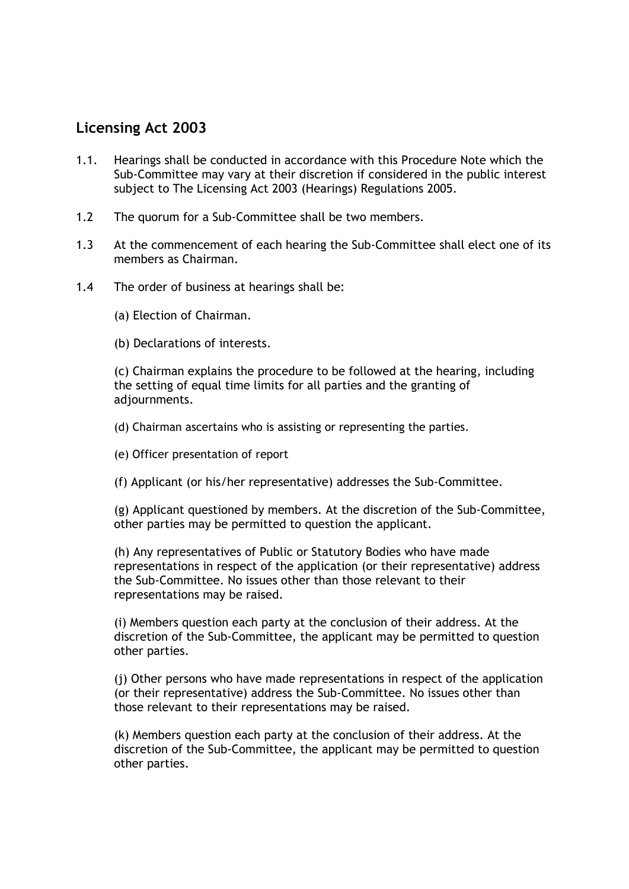## Licensing Act 2003

1.1. Hearings shall be conducted in accordance with this Procedure Note which the Sub-Committee may vary at their discretion if considered in the public interest subject to The Licensing Act 2003 (Hearings) Regulations 2005.

1.2 The quorum for a Sub-Committee shall be two members.

1.3 At the commencement of each hearing the Sub-Committee shall elect one of its members as Chairman.

1.4 The order of business at hearings shall be:

(a) Election of Chairman.

(b) Declarations of interests.

(c) Chairman explains the procedure to be followed at the hearing, including the setting of equal time limits for all parties and the granting of adjournments.

(d) Chairman ascertains who is assisting or representing the parties.

(e) Officer presentation of report

(f) Applicant (or his/her representative) addresses the Sub-Committee.

(g) Applicant questioned by members. At the discretion of the Sub-Committee, other parties may be permitted to question the applicant.

(h) Any representatives of Public or Statutory Bodies who have made representations in respect of the application (or their representative) address the Sub-Committee. No issues other than those relevant to their representations may be raised.

(i) Members question each party at the conclusion of their address. At the discretion of the Sub-Committee, the applicant may be permitted to question other parties.

(j) Other persons who have made representations in respect of the application (or their representative) address the Sub-Committee. No issues other than those relevant to their representations may be raised.

(k) Members question each party at the conclusion of their address. At the discretion of the Sub-Committee, the applicant may be permitted to question other parties.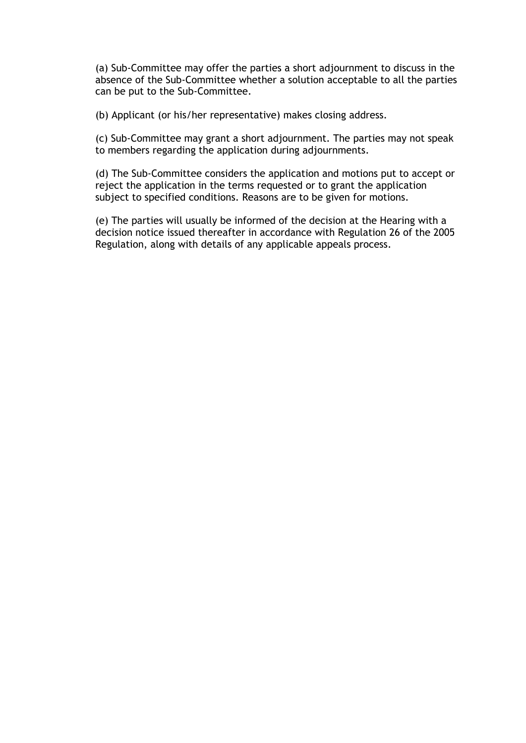(a) Sub-Committee may offer the parties a short adjournment to discuss in the absence of the Sub-Committee whether a solution acceptable to all the parties can be put to the Sub-Committee.

(b) Applicant (or his/her representative) makes closing address.

(c) Sub-Committee may grant a short adjournment. The parties may not speak to members regarding the application during adjournments.

(d) The Sub-Committee considers the application and motions put to accept or reject the application in the terms requested or to grant the application subject to specified conditions. Reasons are to be given for motions.

(e) The parties will usually be informed of the decision at the Hearing with a decision notice issued thereafter in accordance with Regulation 26 of the 2005 Regulation, along with details of any applicable appeals process.